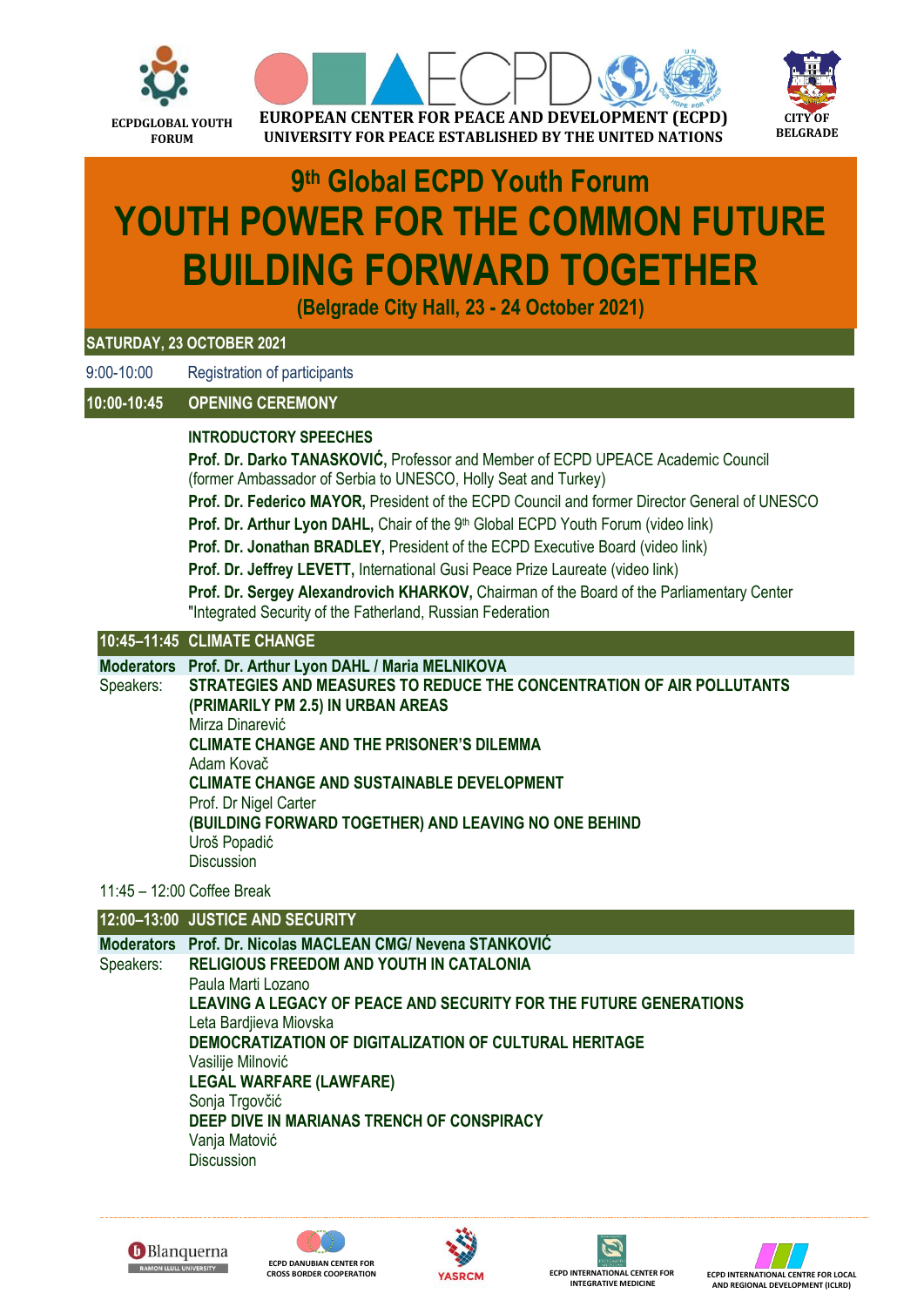ECPDGLOBAL YOUTH FORUM

**EUROPEAN CENTER FOR PEACE AND DEVELOPMENT (ECPD)**
**UNIVERSITY FOR PEACE ESTABLISHED BY THE UNITED NATIONS**

CITY OF BELGRADE

# 9th Global ECPD Youth Forum
# YOUTH POWER FOR THE COMMON FUTURE BUILDING FORWARD TOGETHER

**(Belgrade City Hall, 23 - 24 October 2021)**

## SATURDAY, 23 OCTOBER 2021

9:00-10:00 Registration of participants

### 10:00-10:45 OPENING CEREMONY

**INTRODUCTORY SPEECHES**

**Prof. Dr. Darko TANASKOVIĆ,** Professor and Member of ECPD UPEACE Academic Council (former Ambassador of Serbia to UNESCO, Holly Seat and Turkey)

**Prof. Dr. Federico MAYOR,** President of the ECPD Council and former Director General of UNESCO

**Prof. Dr. Arthur Lyon DAHL,** Chair of the 9th Global ECPD Youth Forum (video link)

**Prof. Dr. Jonathan BRADLEY,** President of the ECPD Executive Board (video link)

**Prof. Dr. Jeffrey LEVETT,** International Gusi Peace Prize Laureate (video link)

**Prof. Dr. Sergey Alexandrovich KHARKOV,** Chairman of the Board of the Parliamentary Center "Integrated Security of the Fatherland, Russian Federation

### 10:45–11:45 CLIMATE CHANGE

**Moderators Prof. Dr. Arthur Lyon DAHL / Maria MELNIKOVA**

Speakers:

**STRATEGIES AND MEASURES TO REDUCE THE CONCENTRATION OF AIR POLLUTANTS (PRIMARILY PM 2.5) IN URBAN AREAS**
Mirza Dinarević

**CLIMATE CHANGE AND THE PRISONER'S DILEMMA**
Adam Kovač

**CLIMATE CHANGE AND SUSTAINABLE DEVELOPMENT**
Prof. Dr Nigel Carter

**(BUILDING FORWARD TOGETHER) AND LEAVING NO ONE BEHIND**
Uroš Popadić

Discussion

11:45 – 12:00 Coffee Break

### 12:00–13:00 JUSTICE AND SECURITY

**Moderators Prof. Dr. Nicolas MACLEAN CMG/ Nevena STANKOVIĆ**

Speakers:

**RELIGIOUS FREEDOM AND YOUTH IN CATALONIA**
Paula Marti Lozano

**LEAVING A LEGACY OF PEACE AND SECURITY FOR THE FUTURE GENERATIONS**
Leta Bardjieva Miovska

**DEMOCRATIZATION OF DIGITALIZATION OF CULTURAL HERITAGE**
Vasilije Milnović

**LEGAL WARFARE (LAWFARE)**
Sonja Trgovčić

**DEEP DIVE IN MARIANAS TRENCH OF CONSPIRACY**
Vanja Matović

Discussion

Blanquerna RAMON LLULL UNIVERSITY | ECPD DANUBIAN CENTER FOR CROSS BORDER COOPERATION | YASRCM | ECPD INTERNATIONAL CENTER FOR INTEGRATIVE MEDICINE | ECPD INTERNATIONAL CENTRE FOR LOCAL AND REGIONAL DEVELOPMENT (ICLRD)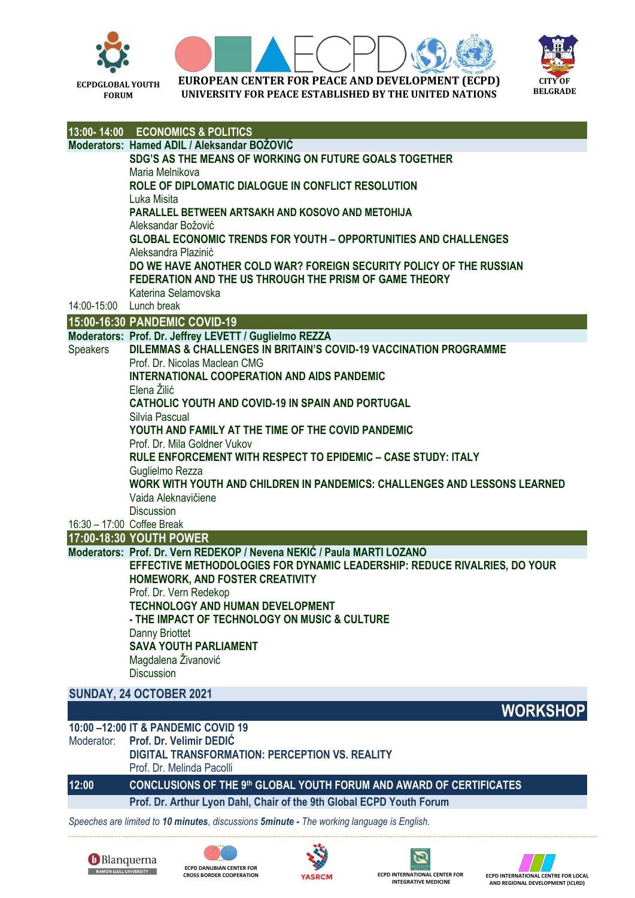ECPDGLOBAL YOUTH FORUM

EUROPEAN CENTER FOR PEACE AND DEVELOPMENT (ECPD)
UNIVERSITY FOR PEACE ESTABLISHED BY THE UNITED NATIONS

CITY OF BELGRADE

**13:00- 14:00 ECONOMICS & POLITICS**

**Moderators: Hamed ADIL / Aleksandar BOŽOVIĆ**

**SDG'S AS THE MEANS OF WORKING ON FUTURE GOALS TOGETHER**
Maria Melnikova

**ROLE OF DIPLOMATIC DIALOGUE IN CONFLICT RESOLUTION**
Luka Misita

**PARALLEL BETWEEN ARTSAKH AND KOSOVO AND METOHIJA**
Aleksandar Božović

**GLOBAL ECONOMIC TRENDS FOR YOUTH – OPPORTUNITIES AND CHALLENGES**
Aleksandra Plazinić

**DO WE HAVE ANOTHER COLD WAR? FOREIGN SECURITY POLICY OF THE RUSSIAN FEDERATION AND THE US THROUGH THE PRISM OF GAME THEORY**
Katerina Selamovska

14:00-15:00 Lunch break

**15:00-16:30 PANDEMIC COVID-19**

**Moderators: Prof. Dr. Jeffrey LEVETT / Guglielmo REZZA**

Speakers

**DILEMMAS & CHALLENGES IN BRITAIN'S COVID-19 VACCINATION PROGRAMME**
Prof. Dr. Nicolas Maclean CMG

**INTERNATIONAL COOPERATION AND AIDS PANDEMIC**
Elena Žilić

**CATHOLIC YOUTH AND COVID-19 IN SPAIN AND PORTUGAL**
Silvia Pascual

**YOUTH AND FAMILY AT THE TIME OF THE COVID PANDEMIC**
Prof. Dr. Mila Goldner Vukov

**RULE ENFORCEMENT WITH RESPECT TO EPIDEMIC – CASE STUDY: ITALY**
Guglielmo Rezza

**WORK WITH YOUTH AND CHILDREN IN PANDEMICS: CHALLENGES AND LESSONS LEARNED**
Vaida Aleknavičiene

Discussion

16:30 – 17:00 Coffee Break

**17:00-18:30 YOUTH POWER**

**Moderators: Prof. Dr. Vern REDEKOP / Nevena NEKIĆ / Paula MARTI LOZANO**

**EFFECTIVE METHODOLOGIES FOR DYNAMIC LEADERSHIP: REDUCE RIVALRIES, DO YOUR HOMEWORK, AND FOSTER CREATIVITY**
Prof. Dr. Vern Redekop

**TECHNOLOGY AND HUMAN DEVELOPMENT**
**- THE IMPACT OF TECHNOLOGY ON MUSIC & CULTURE**
Danny Briottet

**SAVA YOUTH PARLIAMENT**
Magdalena Živanović

Discussion

## SUNDAY, 24 OCTOBER 2021

## WORKSHOP

**10:00 –12:00 IT & PANDEMIC COVID 19**

Moderator: **Prof. Dr. Velimir DEDIĆ**

**DIGITAL TRANSFORMATION: PERCEPTION VS. REALITY**
Prof. Dr. Melinda Pacolli

**12:00 CONCLUSIONS OF THE 9th GLOBAL YOUTH FORUM AND AWARD OF CERTIFICATES**

**Prof. Dr. Arthur Lyon Dahl, Chair of the 9th Global ECPD Youth Forum**

*Speeches are limited to **10 minutes**, discussions **5minute** - The working language is English.*

Blanquerna RAMON LLULL UNIVERSITY

ECPD DANUBIAN CENTER FOR CROSS BORDER COOPERATION

YASRCM

ECPD INTERNATIONAL CENTER FOR INTEGRATIVE MEDICINE

ECPD INTERNATIONAL CENTRE FOR LOCAL AND REGIONAL DEVELOPMENT (ICLRD)